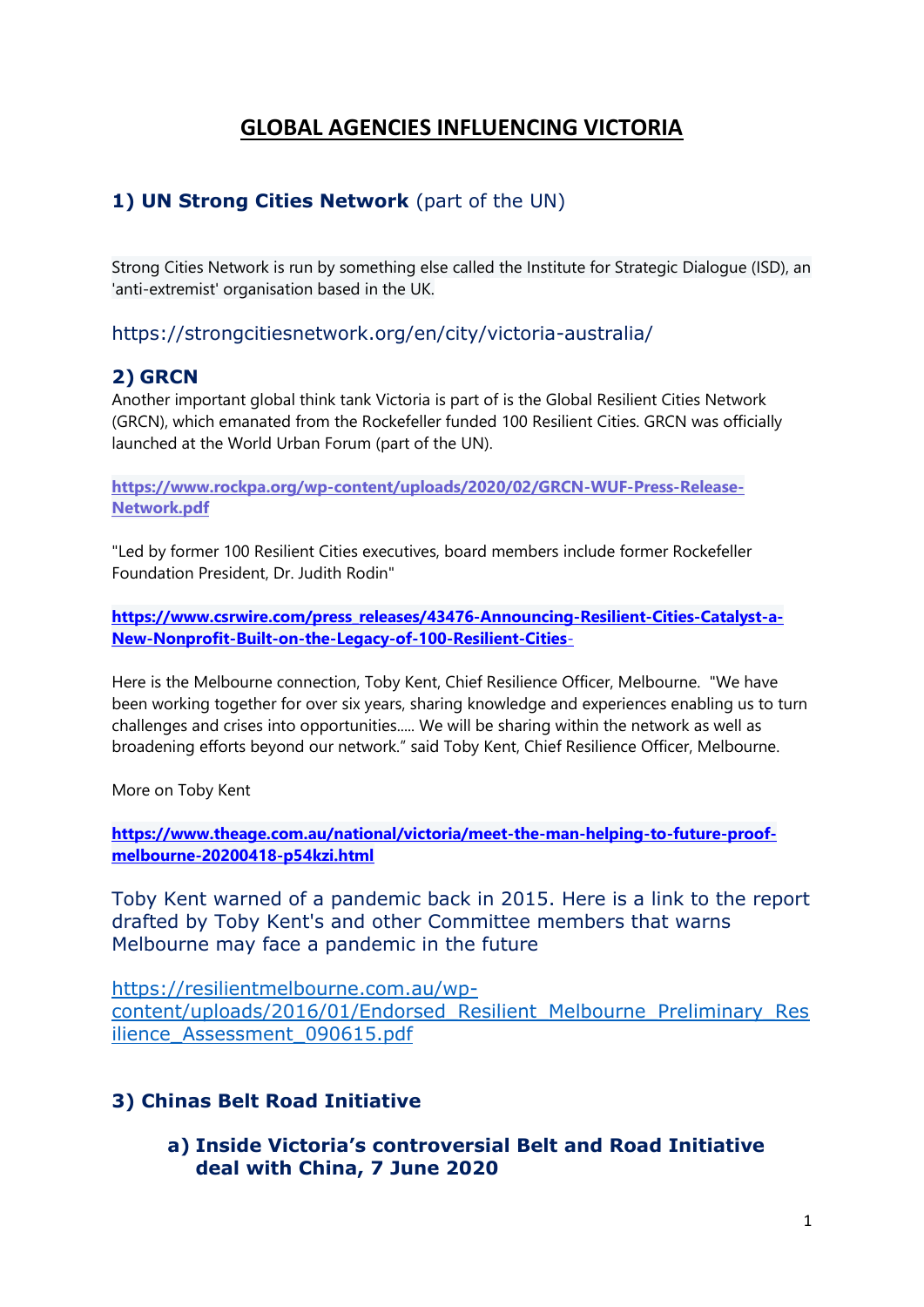# GLOBAL AGENCIES INFLUENCING VICTORIA

## 1) UN Strong Cities Network (part of the UN)

Strong Cities Network is run by something else called the Institute for Strategic Dialogue (ISD), an 'anti-extremist' organisation based in the UK.

https://strongcitiesnetwork.org/en/city/victoria-australia/

## 2) GRCN

Another important global think tank Victoria is part of is the Global Resilient Cities Network (GRCN), which emanated from the Rockefeller funded 100 Resilient Cities. GRCN was officially launched at the World Urban Forum (part of the UN).

**https://www.rockpa.org/wp-content/uploads/2020/02/GRCN-WUF-Press-Release-Network.pdf**

"Led by former 100 Resilient Cities executives, board members include former Rockefeller Foundation President, Dr. Judith Rodin"

**https://www.csrwire.com/press_releases/43476-Announcing-Resilient-Cities-Catalyst-a-New-Nonprofit-Built-on-the-Legacy-of-100-Resilient-Cities-**

Here is the Melbourne connection, Toby Kent, Chief Resilience Officer, Melbourne. "We have been working together for over six years, sharing knowledge and experiences enabling us to turn challenges and crises into opportunities..... We will be sharing within the network as well as broadening efforts beyond our network." said Toby Kent, Chief Resilience Officer, Melbourne.

More on Toby Kent

**https://www.theage.com.au/national/victoria/meet-the-man-helping-to-future-proof-melbourne-20200418-p54kzi.html**

Toby Kent warned of a pandemic back in 2015. Here is a link to the report drafted by Toby Kent's and other Committee members that warns Melbourne may face a pandemic in the future

https://resilientmelbourne.com.au/wp-content/uploads/2016/01/Endorsed_Resilient_Melbourne_Preliminary_Resilience_Assessment_090615.pdf

## 3) Chinas Belt Road Initiative

### a) Inside Victoria's controversial Belt and Road Initiative deal with China, 7 June 2020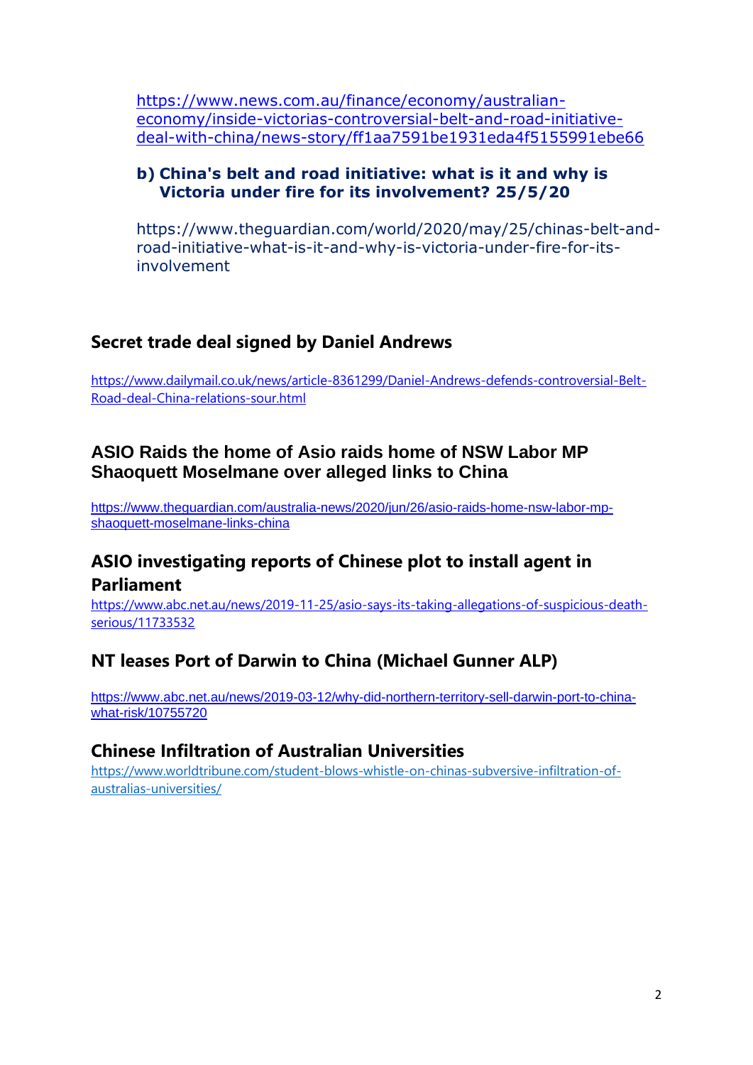https://www.news.com.au/finance/economy/australian-economy/inside-victorias-controversial-belt-and-road-initiative-deal-with-china/news-story/ff1aa7591be1931eda4f5155991ebe66

**b) China's belt and road initiative: what is it and why is Victoria under fire for its involvement? 25/5/20**

https://www.theguardian.com/world/2020/may/25/chinas-belt-and-road-initiative-what-is-it-and-why-is-victoria-under-fire-for-its-involvement

## Secret trade deal signed by Daniel Andrews

https://www.dailymail.co.uk/news/article-8361299/Daniel-Andrews-defends-controversial-Belt-Road-deal-China-relations-sour.html

## ASIO Raids the home of Asio raids home of NSW Labor MP Shaoquett Moselmane over alleged links to China

https://www.theguardian.com/australia-news/2020/jun/26/asio-raids-home-nsw-labor-mp-shaoquett-moselmane-links-china

## ASIO investigating reports of Chinese plot to install agent in Parliament

https://www.abc.net.au/news/2019-11-25/asio-says-its-taking-allegations-of-suspicious-death-serious/11733532

## NT leases Port of Darwin to China (Michael Gunner ALP)

https://www.abc.net.au/news/2019-03-12/why-did-northern-territory-sell-darwin-port-to-china-what-risk/10755720

## Chinese Infiltration of Australian Universities

https://www.worldtribune.com/student-blows-whistle-on-chinas-subversive-infiltration-of-australias-universities/